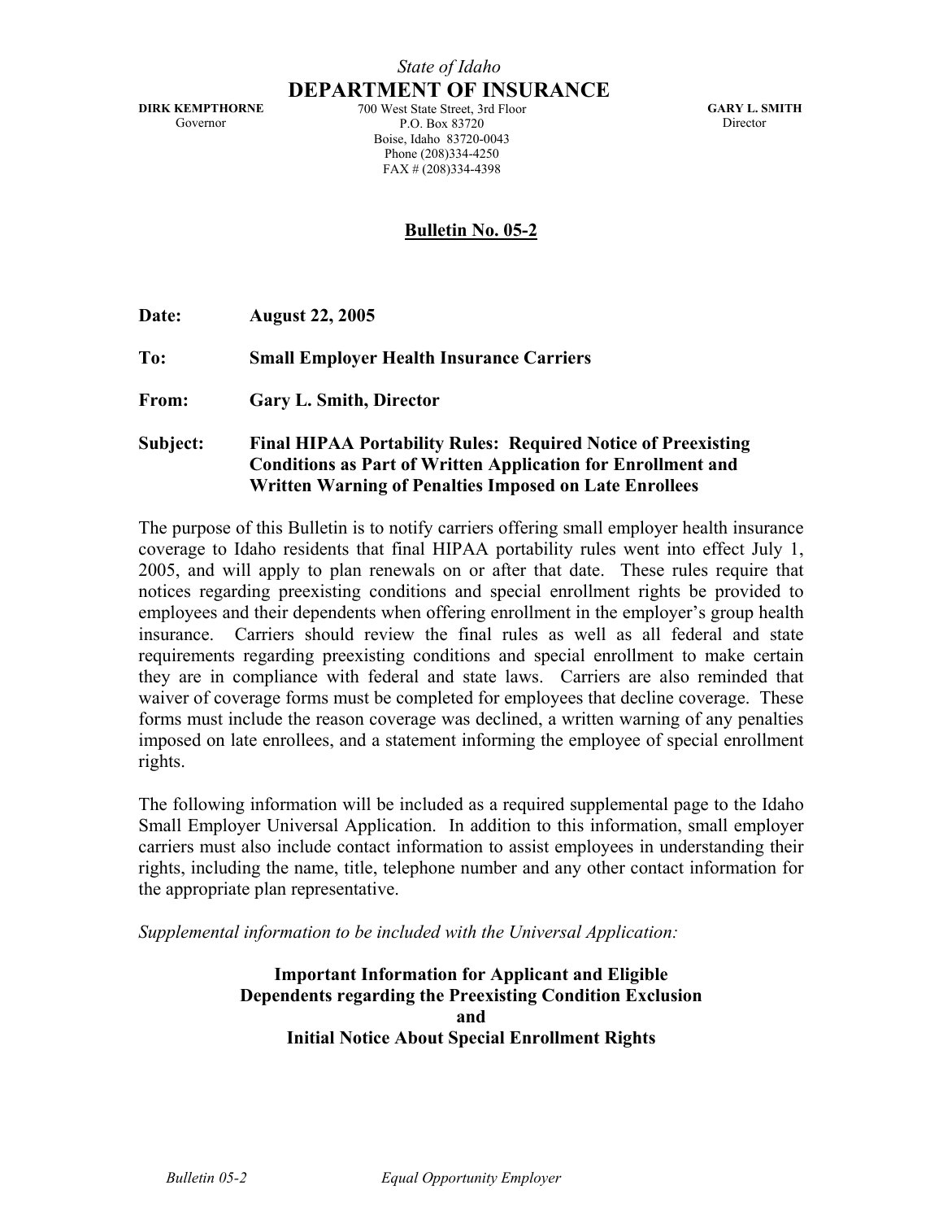*State of Idaho*

# DEPARTMENT OF INSURANCE

**DIRK KEMPTHORNE**
Governor

700 West State Street, 3rd Floor
P.O. Box 83720
Boise, Idaho 83720-0043
Phone (208)334-4250
FAX # (208)334-4398

**GARY L. SMITH**
Director

## Bulletin No. 05-2

**Date:** **August 22, 2005**

**To:** **Small Employer Health Insurance Carriers**

**From:** **Gary L. Smith, Director**

**Subject:** **Final HIPAA Portability Rules: Required Notice of Preexisting Conditions as Part of Written Application for Enrollment and Written Warning of Penalties Imposed on Late Enrollees**

The purpose of this Bulletin is to notify carriers offering small employer health insurance coverage to Idaho residents that final HIPAA portability rules went into effect July 1, 2005, and will apply to plan renewals on or after that date. These rules require that notices regarding preexisting conditions and special enrollment rights be provided to employees and their dependents when offering enrollment in the employer's group health insurance. Carriers should review the final rules as well as all federal and state requirements regarding preexisting conditions and special enrollment to make certain they are in compliance with federal and state laws. Carriers are also reminded that waiver of coverage forms must be completed for employees that decline coverage. These forms must include the reason coverage was declined, a written warning of any penalties imposed on late enrollees, and a statement informing the employee of special enrollment rights.

The following information will be included as a required supplemental page to the Idaho Small Employer Universal Application. In addition to this information, small employer carriers must also include contact information to assist employees in understanding their rights, including the name, title, telephone number and any other contact information for the appropriate plan representative.

*Supplemental information to be included with the Universal Application:*

### Important Information for Applicant and Eligible Dependents regarding the Preexisting Condition Exclusion and Initial Notice About Special Enrollment Rights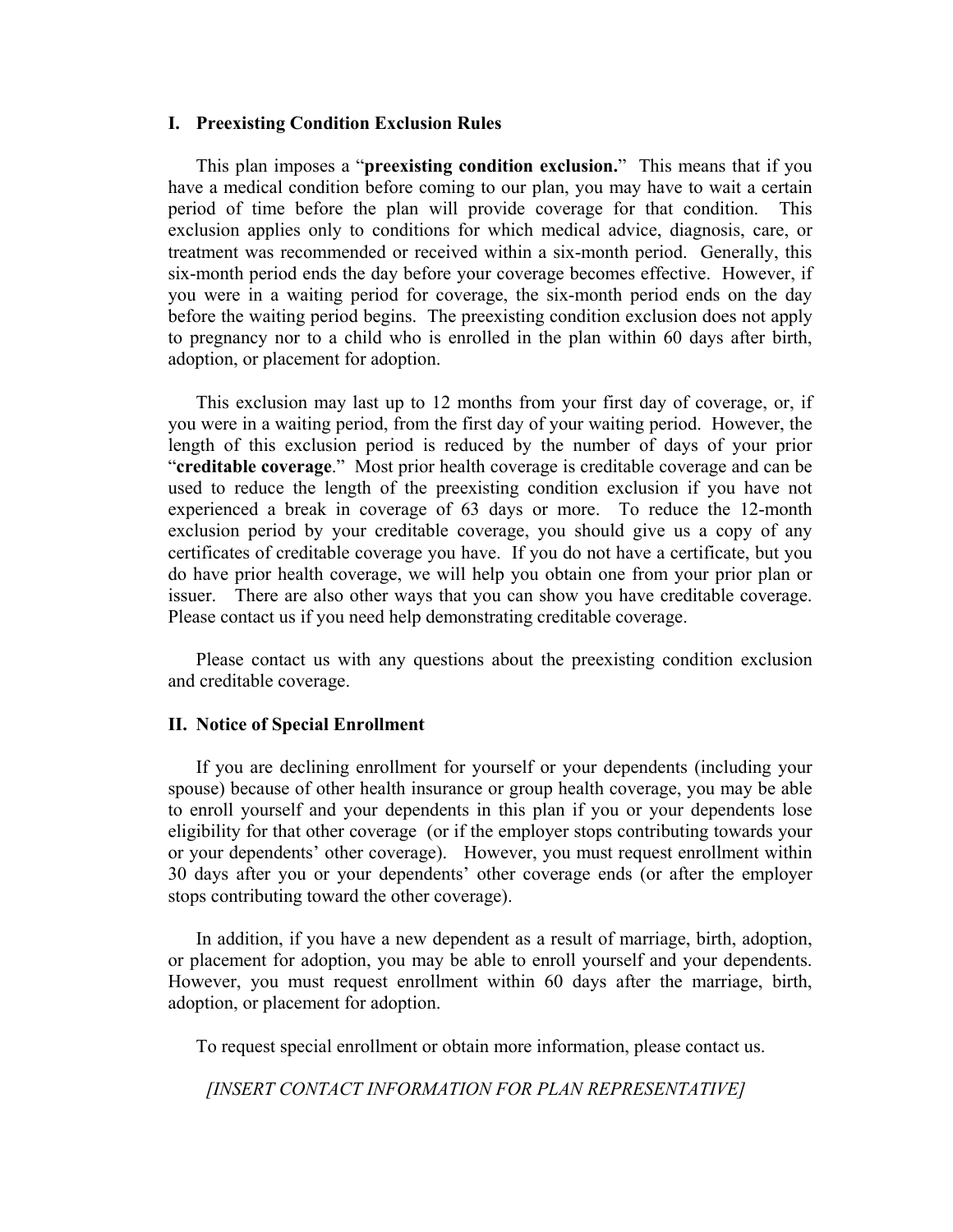## I. Preexisting Condition Exclusion Rules

This plan imposes a "**preexisting condition exclusion.**" This means that if you have a medical condition before coming to our plan, you may have to wait a certain period of time before the plan will provide coverage for that condition. This exclusion applies only to conditions for which medical advice, diagnosis, care, or treatment was recommended or received within a six-month period. Generally, this six-month period ends the day before your coverage becomes effective. However, if you were in a waiting period for coverage, the six-month period ends on the day before the waiting period begins. The preexisting condition exclusion does not apply to pregnancy nor to a child who is enrolled in the plan within 60 days after birth, adoption, or placement for adoption.

This exclusion may last up to 12 months from your first day of coverage, or, if you were in a waiting period, from the first day of your waiting period. However, the length of this exclusion period is reduced by the number of days of your prior "**creditable coverage**." Most prior health coverage is creditable coverage and can be used to reduce the length of the preexisting condition exclusion if you have not experienced a break in coverage of 63 days or more. To reduce the 12-month exclusion period by your creditable coverage, you should give us a copy of any certificates of creditable coverage you have. If you do not have a certificate, but you do have prior health coverage, we will help you obtain one from your prior plan or issuer. There are also other ways that you can show you have creditable coverage. Please contact us if you need help demonstrating creditable coverage.

Please contact us with any questions about the preexisting condition exclusion and creditable coverage.

## II. Notice of Special Enrollment

If you are declining enrollment for yourself or your dependents (including your spouse) because of other health insurance or group health coverage, you may be able to enroll yourself and your dependents in this plan if you or your dependents lose eligibility for that other coverage (or if the employer stops contributing towards your or your dependents' other coverage). However, you must request enrollment within 30 days after you or your dependents' other coverage ends (or after the employer stops contributing toward the other coverage).

In addition, if you have a new dependent as a result of marriage, birth, adoption, or placement for adoption, you may be able to enroll yourself and your dependents. However, you must request enrollment within 60 days after the marriage, birth, adoption, or placement for adoption.

To request special enrollment or obtain more information, please contact us.

*[INSERT CONTACT INFORMATION FOR PLAN REPRESENTATIVE]*